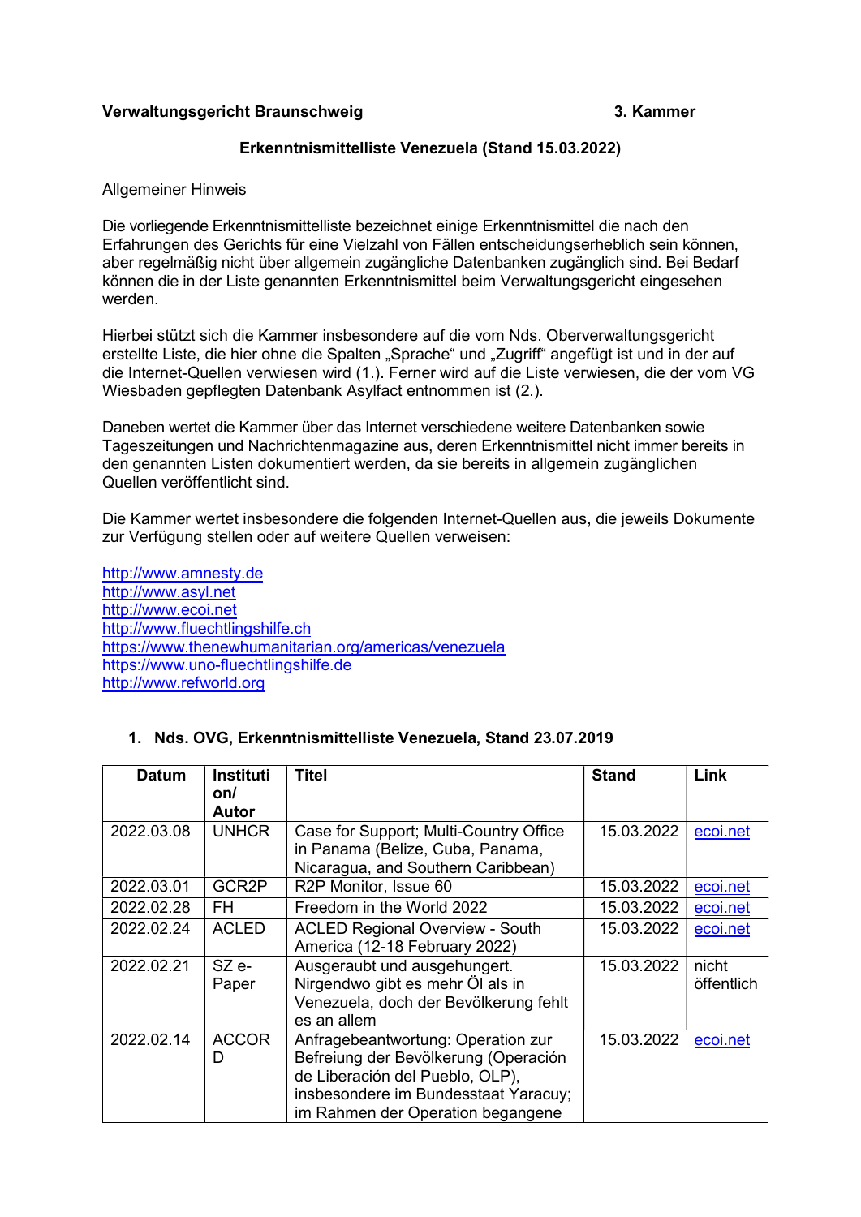**Verwaltungsgericht Braunschweig** **3. Kammer**

**Erkenntnismittelliste Venezuela (Stand 15.03.2022)**

Allgemeiner Hinweis

Die vorliegende Erkenntnismittelliste bezeichnet einige Erkenntnismittel die nach den Erfahrungen des Gerichts für eine Vielzahl von Fällen entscheidungserheblich sein können, aber regelmäßig nicht über allgemein zugängliche Datenbanken zugänglich sind. Bei Bedarf können die in der Liste genannten Erkenntnismittel beim Verwaltungsgericht eingesehen werden.

Hierbei stützt sich die Kammer insbesondere auf die vom Nds. Oberverwaltungsgericht erstellte Liste, die hier ohne die Spalten „Sprache" und „Zugriff" angefügt ist und in der auf die Internet-Quellen verwiesen wird (1.). Ferner wird auf die Liste verwiesen, die der vom VG Wiesbaden gepflegten Datenbank Asylfact entnommen ist (2.).

Daneben wertet die Kammer über das Internet verschiedene weitere Datenbanken sowie Tageszeitungen und Nachrichtenmagazine aus, deren Erkenntnismittel nicht immer bereits in den genannten Listen dokumentiert werden, da sie bereits in allgemein zugänglichen Quellen veröffentlicht sind.

Die Kammer wertet insbesondere die folgenden Internet-Quellen aus, die jeweils Dokumente zur Verfügung stellen oder auf weitere Quellen verweisen:

http://www.amnesty.de
http://www.asyl.net
http://www.ecoi.net
http://www.fluechtlingshilfe.ch
https://www.thenewhumanitarian.org/americas/venezuela
https://www.uno-fluechtlingshilfe.de
http://www.refworld.org

1. **Nds. OVG, Erkenntnismittelliste Venezuela, Stand 23.07.2019**

| Datum | Institution/ Autor | Titel | Stand | Link |
|---|---|---|---|---|
| 2022.03.08 | UNHCR | Case for Support; Multi-Country Office in Panama (Belize, Cuba, Panama, Nicaragua, and Southern Caribbean) | 15.03.2022 | ecoi.net |
| 2022.03.01 | GCR2P | R2P Monitor, Issue 60 | 15.03.2022 | ecoi.net |
| 2022.02.28 | FH | Freedom in the World 2022 | 15.03.2022 | ecoi.net |
| 2022.02.24 | ACLED | ACLED Regional Overview - South America (12-18 February 2022) | 15.03.2022 | ecoi.net |
| 2022.02.21 | SZ e-Paper | Ausgeraubt und ausgehungert. Nirgendwo gibt es mehr Öl als in Venezuela, doch der Bevölkerung fehlt es an allem | 15.03.2022 | nicht öffentlich |
| 2022.02.14 | ACCORD | Anfragebeantwortung: Operation zur Befreiung der Bevölkerung (Operación de Liberación del Pueblo, OLP), insbesondere im Bundesstaat Yaracuy; im Rahmen der Operation begangene | 15.03.2022 | ecoi.net |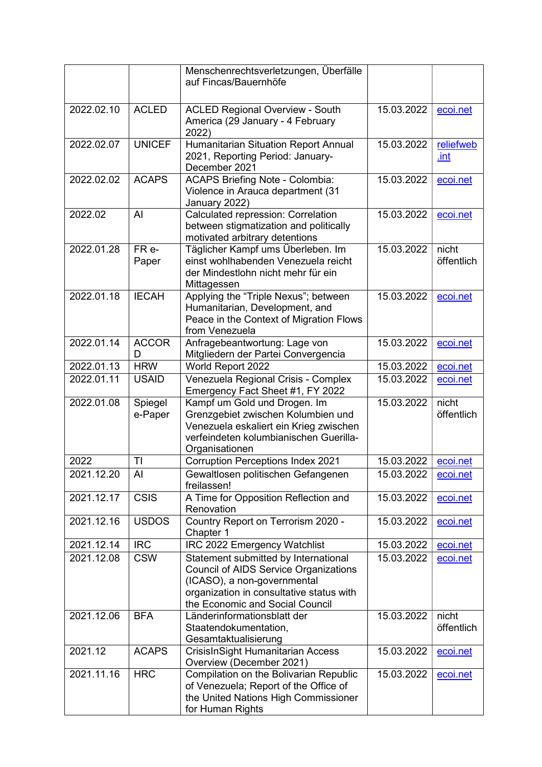| | | | | |
|---|---|---|---|---|
| | | Menschenrechtsverletzungen, Überfälle auf Fincas/Bauernhöfe | | |
| 2022.02.10 | ACLED | ACLED Regional Overview - South America (29 January - 4 February 2022) | 15.03.2022 | ecoi.net |
| 2022.02.07 | UNICEF | Humanitarian Situation Report Annual 2021, Reporting Period: January-December 2021 | 15.03.2022 | reliefweb.int |
| 2022.02.02 | ACAPS | ACAPS Briefing Note - Colombia: Violence in Arauca department (31 January 2022) | 15.03.2022 | ecoi.net |
| 2022.02 | AI | Calculated repression: Correlation between stigmatization and politically motivated arbitrary detentions | 15.03.2022 | ecoi.net |
| 2022.01.28 | FR e-Paper | Täglicher Kampf ums Überleben. Im einst wohlhabenden Venezuela reicht der Mindestlohn nicht mehr für ein Mittagessen | 15.03.2022 | nicht öffentlich |
| 2022.01.18 | IECAH | Applying the "Triple Nexus"; between Humanitarian, Development, and Peace in the Context of Migration Flows from Venezuela | 15.03.2022 | ecoi.net |
| 2022.01.14 | ACCORD | Anfragebeantwortung: Lage von Mitgliedern der Partei Convergencia | 15.03.2022 | ecoi.net |
| 2022.01.13 | HRW | World Report 2022 | 15.03.2022 | ecoi.net |
| 2022.01.11 | USAID | Venezuela Regional Crisis - Complex Emergency Fact Sheet #1, FY 2022 | 15.03.2022 | ecoi.net |
| 2022.01.08 | Spiegel e-Paper | Kampf um Gold und Drogen. Im Grenzgebiet zwischen Kolumbien und Venezuela eskaliert ein Krieg zwischen verfeindeten kolumbianischen Guerilla-Organisationen | 15.03.2022 | nicht öffentlich |
| 2022 | TI | Corruption Perceptions Index 2021 | 15.03.2022 | ecoi.net |
| 2021.12.20 | AI | Gewaltlosen politischen Gefangenen freilassen! | 15.03.2022 | ecoi.net |
| 2021.12.17 | CSIS | A Time for Opposition Reflection and Renovation | 15.03.2022 | ecoi.net |
| 2021.12.16 | USDOS | Country Report on Terrorism 2020 - Chapter 1 | 15.03.2022 | ecoi.net |
| 2021.12.14 | IRC | IRC 2022 Emergency Watchlist | 15.03.2022 | ecoi.net |
| 2021.12.08 | CSW | Statement submitted by International Council of AIDS Service Organizations (ICASO), a non-governmental organization in consultative status with the Economic and Social Council | 15.03.2022 | ecoi.net |
| 2021.12.06 | BFA | Länderinformationsblatt der Staatendokumentation, Gesamtaktualisierung | 15.03.2022 | nicht öffentlich |
| 2021.12 | ACAPS | CrisisInSight Humanitarian Access Overview (December 2021) | 15.03.2022 | ecoi.net |
| 2021.11.16 | HRC | Compilation on the Bolivarian Republic of Venezuela; Report of the Office of the United Nations High Commissioner for Human Rights | 15.03.2022 | ecoi.net |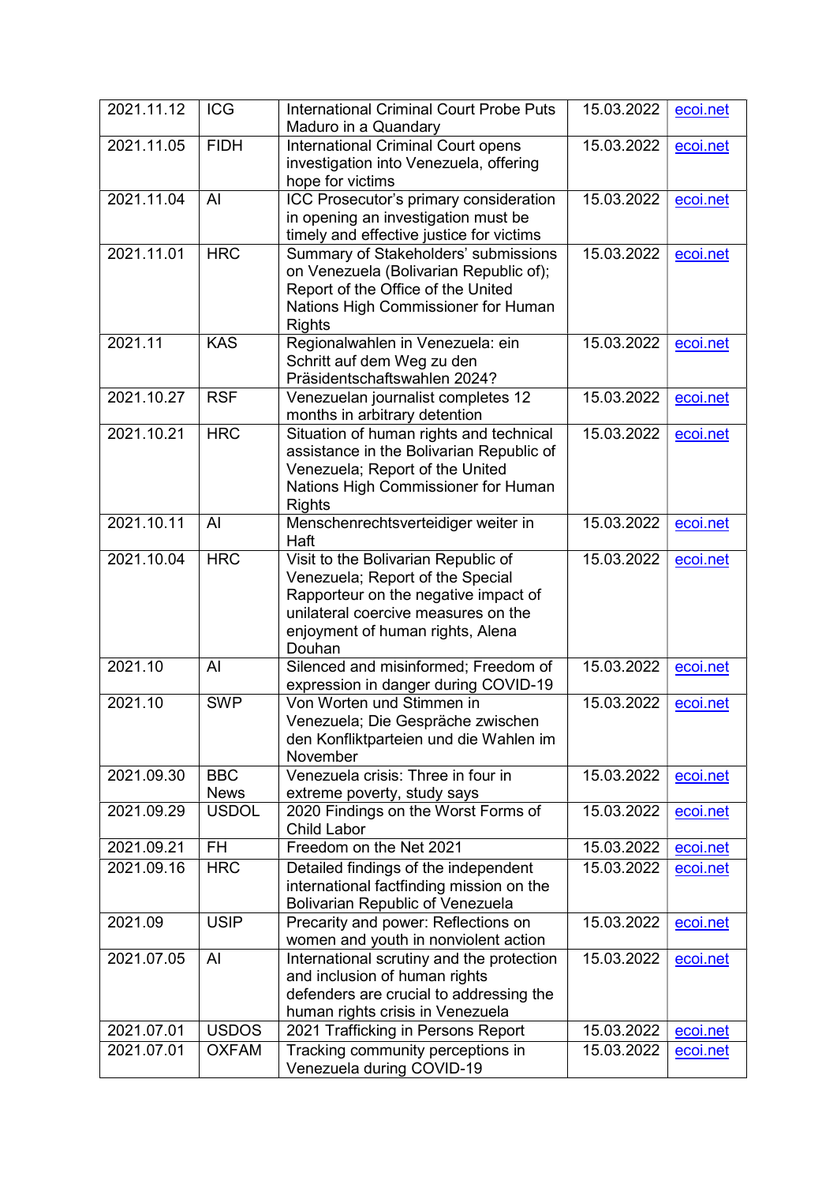| 2021.11.12 | ICG | International Criminal Court Probe Puts Maduro in a Quandary | 15.03.2022 | ecoi.net |
|---|---|---|---|---|
| 2021.11.05 | FIDH | International Criminal Court opens investigation into Venezuela, offering hope for victims | 15.03.2022 | ecoi.net |
| 2021.11.04 | AI | ICC Prosecutor's primary consideration in opening an investigation must be timely and effective justice for victims | 15.03.2022 | ecoi.net |
| 2021.11.01 | HRC | Summary of Stakeholders' submissions on Venezuela (Bolivarian Republic of); Report of the Office of the United Nations High Commissioner for Human Rights | 15.03.2022 | ecoi.net |
| 2021.11 | KAS | Regionalwahlen in Venezuela: ein Schritt auf dem Weg zu den Präsidentschaftswahlen 2024? | 15.03.2022 | ecoi.net |
| 2021.10.27 | RSF | Venezuelan journalist completes 12 months in arbitrary detention | 15.03.2022 | ecoi.net |
| 2021.10.21 | HRC | Situation of human rights and technical assistance in the Bolivarian Republic of Venezuela; Report of the United Nations High Commissioner for Human Rights | 15.03.2022 | ecoi.net |
| 2021.10.11 | AI | Menschenrechtsverteidiger weiter in Haft | 15.03.2022 | ecoi.net |
| 2021.10.04 | HRC | Visit to the Bolivarian Republic of Venezuela; Report of the Special Rapporteur on the negative impact of unilateral coercive measures on the enjoyment of human rights, Alena Douhan | 15.03.2022 | ecoi.net |
| 2021.10 | AI | Silenced and misinformed; Freedom of expression in danger during COVID-19 | 15.03.2022 | ecoi.net |
| 2021.10 | SWP | Von Worten und Stimmen in Venezuela; Die Gespräche zwischen den Konfliktparteien und die Wahlen im November | 15.03.2022 | ecoi.net |
| 2021.09.30 | BBC News | Venezuela crisis: Three in four in extreme poverty, study says | 15.03.2022 | ecoi.net |
| 2021.09.29 | USDOL | 2020 Findings on the Worst Forms of Child Labor | 15.03.2022 | ecoi.net |
| 2021.09.21 | FH | Freedom on the Net 2021 | 15.03.2022 | ecoi.net |
| 2021.09.16 | HRC | Detailed findings of the independent international factfinding mission on the Bolivarian Republic of Venezuela | 15.03.2022 | ecoi.net |
| 2021.09 | USIP | Precarity and power: Reflections on women and youth in nonviolent action | 15.03.2022 | ecoi.net |
| 2021.07.05 | AI | International scrutiny and the protection and inclusion of human rights defenders are crucial to addressing the human rights crisis in Venezuela | 15.03.2022 | ecoi.net |
| 2021.07.01 | USDOS | 2021 Trafficking in Persons Report | 15.03.2022 | ecoi.net |
| 2021.07.01 | OXFAM | Tracking community perceptions in Venezuela during COVID-19 | 15.03.2022 | ecoi.net |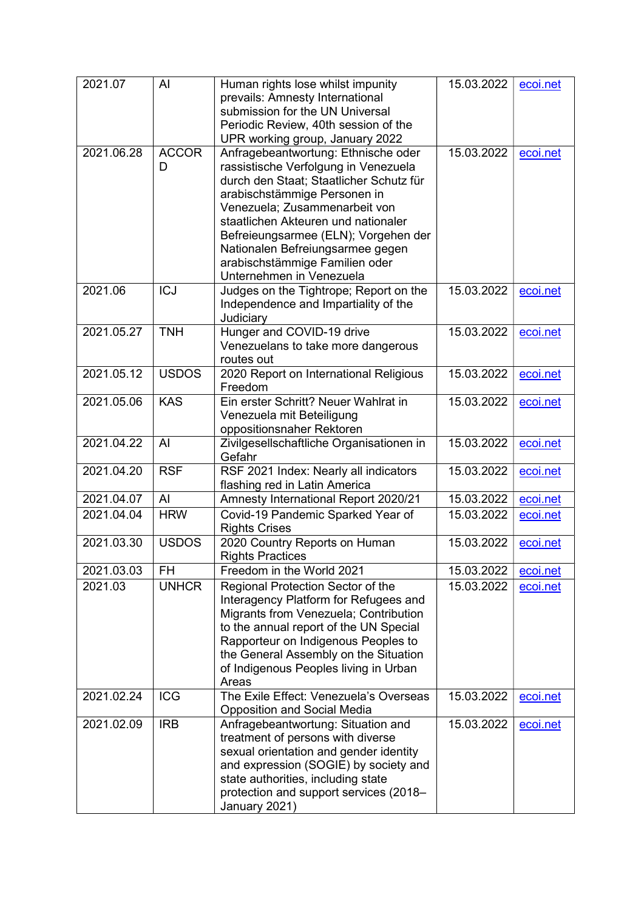| 2021.07 | AI | Human rights lose whilst impunity prevails: Amnesty International submission for the UN Universal Periodic Review, 40th session of the UPR working group, January 2022 | 15.03.2022 | ecoi.net |
|---|---|---|---|---|
| 2021.06.28 | ACCORD | Anfragebeantwortung: Ethnische oder rassistische Verfolgung in Venezuela durch den Staat; Staatlicher Schutz für arabischstämmige Personen in Venezuela; Zusammenarbeit von staatlichen Akteuren und nationaler Befreieungsarmee (ELN); Vorgehen der Nationalen Befreiungsarmee gegen arabischstämmige Familien oder Unternehmen in Venezuela | 15.03.2022 | ecoi.net |
| 2021.06 | ICJ | Judges on the Tightrope; Report on the Independence and Impartiality of the Judiciary | 15.03.2022 | ecoi.net |
| 2021.05.27 | TNH | Hunger and COVID-19 drive Venezuelans to take more dangerous routes out | 15.03.2022 | ecoi.net |
| 2021.05.12 | USDOS | 2020 Report on International Religious Freedom | 15.03.2022 | ecoi.net |
| 2021.05.06 | KAS | Ein erster Schritt? Neuer Wahlrat in Venezuela mit Beteiligung oppositionsnaher Rektoren | 15.03.2022 | ecoi.net |
| 2021.04.22 | AI | Zivilgesellschaftliche Organisationen in Gefahr | 15.03.2022 | ecoi.net |
| 2021.04.20 | RSF | RSF 2021 Index: Nearly all indicators flashing red in Latin America | 15.03.2022 | ecoi.net |
| 2021.04.07 | AI | Amnesty International Report 2020/21 | 15.03.2022 | ecoi.net |
| 2021.04.04 | HRW | Covid-19 Pandemic Sparked Year of Rights Crises | 15.03.2022 | ecoi.net |
| 2021.03.30 | USDOS | 2020 Country Reports on Human Rights Practices | 15.03.2022 | ecoi.net |
| 2021.03.03 | FH | Freedom in the World 2021 | 15.03.2022 | ecoi.net |
| 2021.03 | UNHCR | Regional Protection Sector of the Interagency Platform for Refugees and Migrants from Venezuela; Contribution to the annual report of the UN Special Rapporteur on Indigenous Peoples to the General Assembly on the Situation of Indigenous Peoples living in Urban Areas | 15.03.2022 | ecoi.net |
| 2021.02.24 | ICG | The Exile Effect: Venezuela's Overseas Opposition and Social Media | 15.03.2022 | ecoi.net |
| 2021.02.09 | IRB | Anfragebeantwortung: Situation and treatment of persons with diverse sexual orientation and gender identity and expression (SOGIE) by society and state authorities, including state protection and support services (2018–January 2021) | 15.03.2022 | ecoi.net |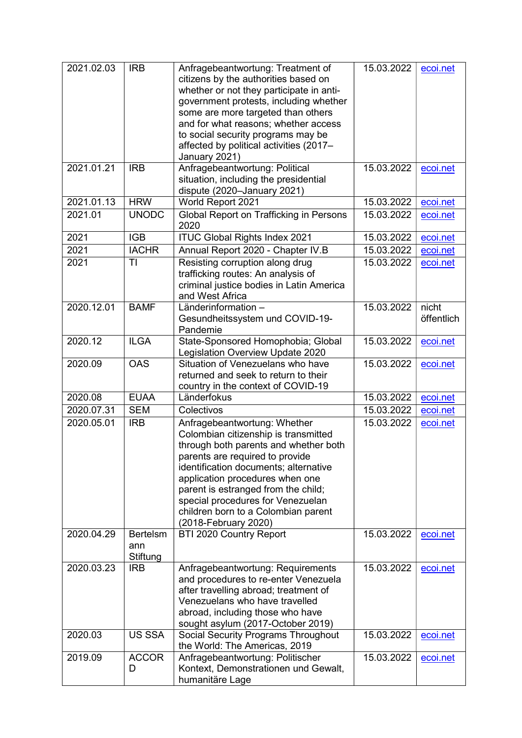| 2021.02.03 | IRB | Anfragebeantwortung: Treatment of citizens by the authorities based on whether or not they participate in anti-government protests, including whether some are more targeted than others and for what reasons; whether access to social security programs may be affected by political activities (2017–January 2021) | 15.03.2022 | ecoi.net |
|---|---|---|---|---|
| 2021.01.21 | IRB | Anfragebeantwortung: Political situation, including the presidential dispute (2020–January 2021) | 15.03.2022 | ecoi.net |
| 2021.01.13 | HRW | World Report 2021 | 15.03.2022 | ecoi.net |
| 2021.01 | UNODC | Global Report on Trafficking in Persons 2020 | 15.03.2022 | ecoi.net |
| 2021 | IGB | ITUC Global Rights Index 2021 | 15.03.2022 | ecoi.net |
| 2021 | IACHR | Annual Report 2020 - Chapter IV.B | 15.03.2022 | ecoi.net |
| 2021 | TI | Resisting corruption along drug trafficking routes: An analysis of criminal justice bodies in Latin America and West Africa | 15.03.2022 | ecoi.net |
| 2020.12.01 | BAMF | Länderinformation – Gesundheitssystem und COVID-19-Pandemie | 15.03.2022 | nicht öffentlich |
| 2020.12 | ILGA | State-Sponsored Homophobia; Global Legislation Overview Update 2020 | 15.03.2022 | ecoi.net |
| 2020.09 | OAS | Situation of Venezuelans who have returned and seek to return to their country in the context of COVID-19 | 15.03.2022 | ecoi.net |
| 2020.08 | EUAA | Länderfokus | 15.03.2022 | ecoi.net |
| 2020.07.31 | SEM | Colectivos | 15.03.2022 | ecoi.net |
| 2020.05.01 | IRB | Anfragebeantwortung: Whether Colombian citizenship is transmitted through both parents and whether both parents are required to provide identification documents; alternative application procedures when one parent is estranged from the child; special procedures for Venezuelan children born to a Colombian parent (2018-February 2020) | 15.03.2022 | ecoi.net |
| 2020.04.29 | Bertelsmann Stiftung | BTI 2020 Country Report | 15.03.2022 | ecoi.net |
| 2020.03.23 | IRB | Anfragebeantwortung: Requirements and procedures to re-enter Venezuela after travelling abroad; treatment of Venezuelans who have travelled abroad, including those who have sought asylum (2017-October 2019) | 15.03.2022 | ecoi.net |
| 2020.03 | US SSA | Social Security Programs Throughout the World: The Americas, 2019 | 15.03.2022 | ecoi.net |
| 2019.09 | ACCORD | Anfragebeantwortung: Politischer Kontext, Demonstrationen und Gewalt, humanitäre Lage | 15.03.2022 | ecoi.net |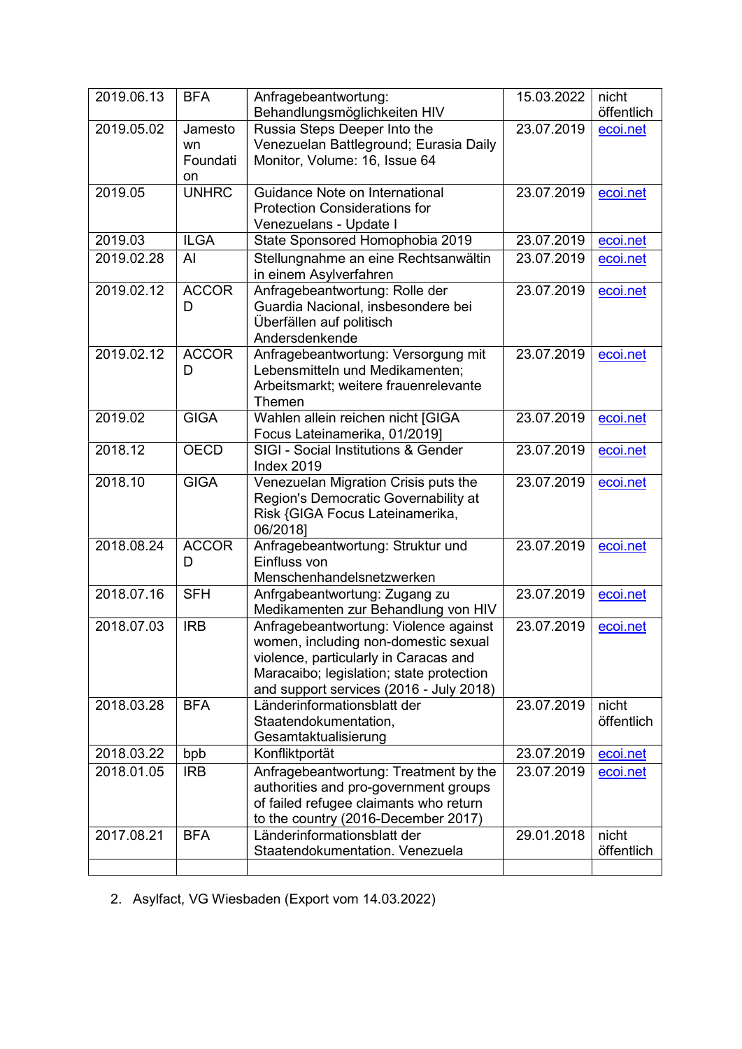| | | | | |
|---|---|---|---|---|
| 2019.06.13 | BFA | Anfragebeantwortung: Behandlungsmöglichkeiten HIV | 15.03.2022 | nicht öffentlich |
| 2019.05.02 | Jamestown Foundation | Russia Steps Deeper Into the Venezuelan Battleground; Eurasia Daily Monitor, Volume: 16, Issue 64 | 23.07.2019 | ecoi.net |
| 2019.05 | UNHRC | Guidance Note on International Protection Considerations for Venezuelans - Update I | 23.07.2019 | ecoi.net |
| 2019.03 | ILGA | State Sponsored Homophobia 2019 | 23.07.2019 | ecoi.net |
| 2019.02.28 | AI | Stellungnahme an eine Rechtsanwältin in einem Asylverfahren | 23.07.2019 | ecoi.net |
| 2019.02.12 | ACCORD | Anfragebeantwortung: Rolle der Guardia Nacional, insbesondere bei Überfällen auf politisch Andersdenkende | 23.07.2019 | ecoi.net |
| 2019.02.12 | ACCORD | Anfragebeantwortung: Versorgung mit Lebensmitteln und Medikamenten; Arbeitsmarkt; weitere frauenrelevante Themen | 23.07.2019 | ecoi.net |
| 2019.02 | GIGA | Wahlen allein reichen nicht [GIGA Focus Lateinamerika, 01/2019] | 23.07.2019 | ecoi.net |
| 2018.12 | OECD | SIGI - Social Institutions & Gender Index 2019 | 23.07.2019 | ecoi.net |
| 2018.10 | GIGA | Venezuelan Migration Crisis puts the Region's Democratic Governability at Risk {GIGA Focus Lateinamerika, 06/2018] | 23.07.2019 | ecoi.net |
| 2018.08.24 | ACCORD | Anfragebeantwortung: Struktur und Einfluss von Menschenhandelsnetzwerken | 23.07.2019 | ecoi.net |
| 2018.07.16 | SFH | Anfrgabeantwortung: Zugang zu Medikamenten zur Behandlung von HIV | 23.07.2019 | ecoi.net |
| 2018.07.03 | IRB | Anfragebeantwortung: Violence against women, including non-domestic sexual violence, particularly in Caracas and Maracaibo; legislation; state protection and support services (2016 - July 2018) | 23.07.2019 | ecoi.net |
| 2018.03.28 | BFA | Länderinformationsblatt der Staatendokumentation, Gesamtaktualisierung | 23.07.2019 | nicht öffentlich |
| 2018.03.22 | bpb | Konfliktportät | 23.07.2019 | ecoi.net |
| 2018.01.05 | IRB | Anfragebeantwortung: Treatment by the authorities and pro-government groups of failed refugee claimants who return to the country (2016-December 2017) | 23.07.2019 | ecoi.net |
| 2017.08.21 | BFA | Länderinformationsblatt der Staatendokumentation. Venezuela | 29.01.2018 | nicht öffentlich |
| | | | | |

2. Asylfact, VG Wiesbaden (Export vom 14.03.2022)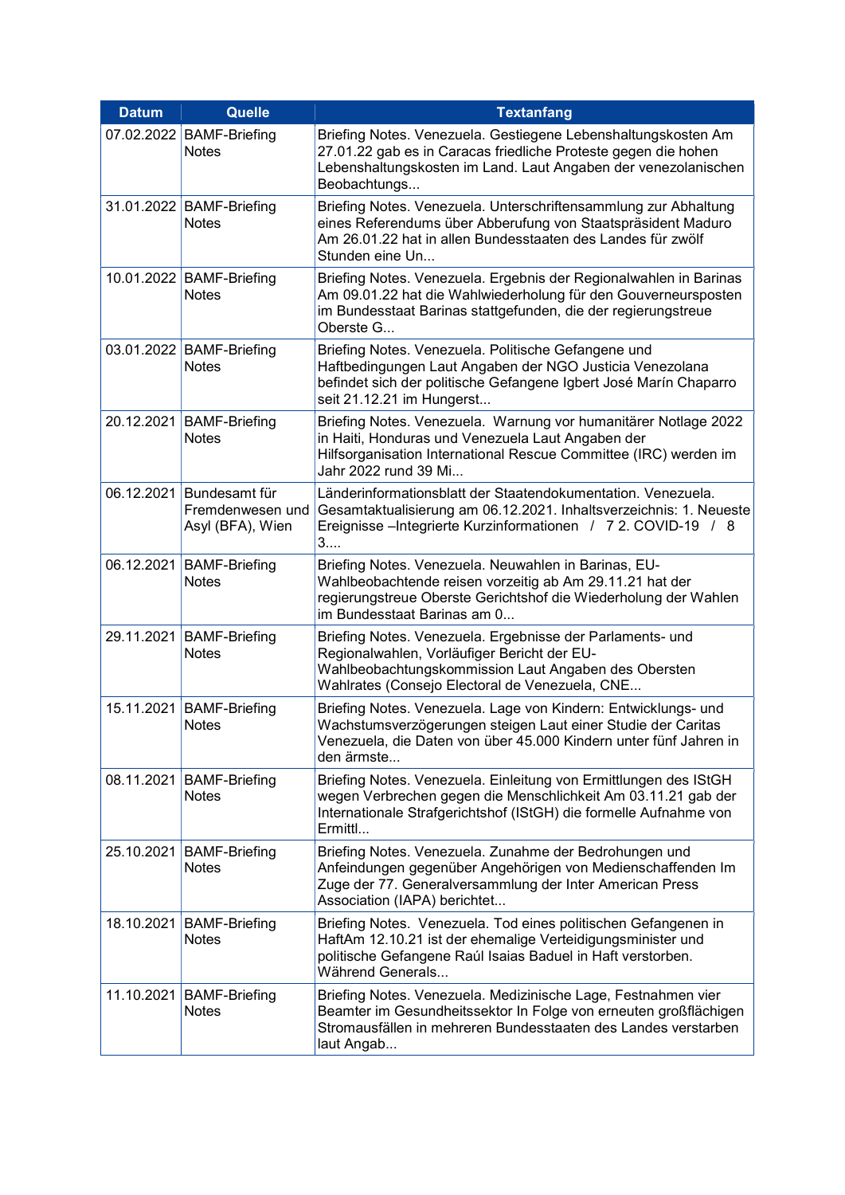| Datum | Quelle | Textanfang |
|---|---|---|
| 07.02.2022 | BAMF-Briefing Notes | Briefing Notes. Venezuela. Gestiegene Lebenshaltungskosten Am 27.01.22 gab es in Caracas friedliche Proteste gegen die hohen Lebenshaltungskosten im Land. Laut Angaben der venezolanischen Beobachtungs... |
| 31.01.2022 | BAMF-Briefing Notes | Briefing Notes. Venezuela. Unterschriftensammlung zur Abhaltung eines Referendums über Abberufung von Staatspräsident Maduro Am 26.01.22 hat in allen Bundesstaaten des Landes für zwölf Stunden eine Un... |
| 10.01.2022 | BAMF-Briefing Notes | Briefing Notes. Venezuela. Ergebnis der Regionalwahlen in Barinas Am 09.01.22 hat die Wahlwiederholung für den Gouverneursposten im Bundesstaat Barinas stattgefunden, die der regierungstreue Oberste G... |
| 03.01.2022 | BAMF-Briefing Notes | Briefing Notes. Venezuela. Politische Gefangene und Haftbedingungen Laut Angaben der NGO Justicia Venezolana befindet sich der politische Gefangene Igbert José Marín Chaparro seit 21.12.21 im Hungerst... |
| 20.12.2021 | BAMF-Briefing Notes | Briefing Notes. Venezuela. Warnung vor humanitärer Notlage 2022 in Haiti, Honduras und Venezuela Laut Angaben der Hilfsorganisation International Rescue Committee (IRC) werden im Jahr 2022 rund 39 Mi... |
| 06.12.2021 | Bundesamt für Fremdenwesen und Asyl (BFA), Wien | Länderinformationsblatt der Staatendokumentation. Venezuela. Gesamtaktualisierung am 06.12.2021. Inhaltsverzeichnis: 1. Neueste Ereignisse –Integrierte Kurzinformationen / 7 2. COVID-19 / 8 3.... |
| 06.12.2021 | BAMF-Briefing Notes | Briefing Notes. Venezuela. Neuwahlen in Barinas, EU-Wahlbeobachtende reisen vorzeitig ab Am 29.11.21 hat der regierungstreue Oberste Gerichtshof die Wiederholung der Wahlen im Bundesstaat Barinas am 0... |
| 29.11.2021 | BAMF-Briefing Notes | Briefing Notes. Venezuela. Ergebnisse der Parlaments- und Regionalwahlen, Vorläufiger Bericht der EU-Wahlbeobachtungskommission Laut Angaben des Obersten Wahlrates (Consejo Electoral de Venezuela, CNE... |
| 15.11.2021 | BAMF-Briefing Notes | Briefing Notes. Venezuela. Lage von Kindern: Entwicklungs- und Wachstumsverzögerungen steigen Laut einer Studie der Caritas Venezuela, die Daten von über 45.000 Kindern unter fünf Jahren in den ärmste... |
| 08.11.2021 | BAMF-Briefing Notes | Briefing Notes. Venezuela. Einleitung von Ermittlungen des IStGH wegen Verbrechen gegen die Menschlichkeit Am 03.11.21 gab der Internationale Strafgerichtshof (IStGH) die formelle Aufnahme von Ermittl... |
| 25.10.2021 | BAMF-Briefing Notes | Briefing Notes. Venezuela. Zunahme der Bedrohungen und Anfeindungen gegenüber Angehörigen von Medienschaffenden Im Zuge der 77. Generalversammlung der Inter American Press Association (IAPA) berichtet... |
| 18.10.2021 | BAMF-Briefing Notes | Briefing Notes. Venezuela. Tod eines politischen Gefangenen in HaftAm 12.10.21 ist der ehemalige Verteidigungsminister und politische Gefangene Raúl Isaias Baduel in Haft verstorben. Während Generals... |
| 11.10.2021 | BAMF-Briefing Notes | Briefing Notes. Venezuela. Medizinische Lage, Festnahmen vier Beamter im Gesundheitssektor In Folge von erneuten großflächigen Stromausfällen in mehreren Bundesstaaten des Landes verstarben laut Angab... |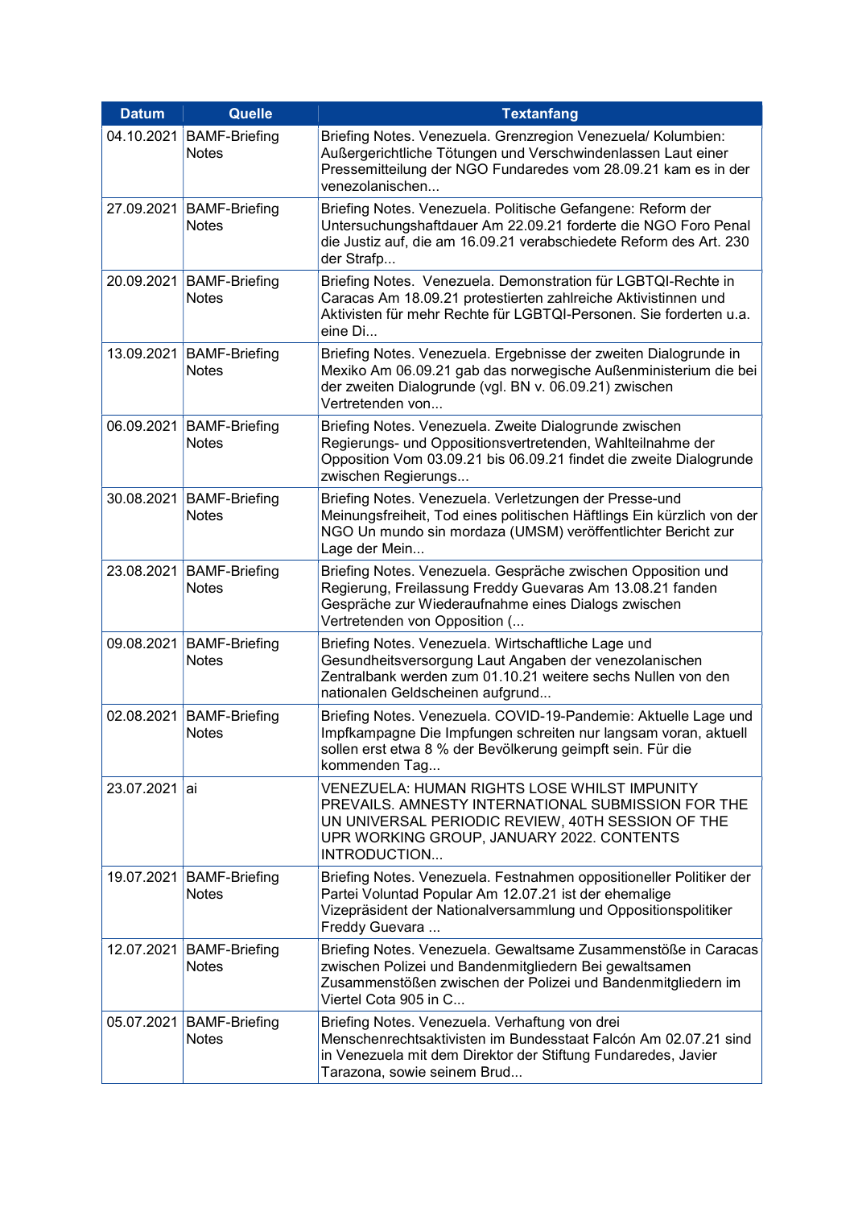| Datum | Quelle | Textanfang |
| --- | --- | --- |
| 04.10.2021 | BAMF-Briefing Notes | Briefing Notes. Venezuela. Grenzregion Venezuela/ Kolumbien: Außergerichtliche Tötungen und Verschwindenlassen Laut einer Pressemitteilung der NGO Fundaredes vom 28.09.21 kam es in der venezolanischen... |
| 27.09.2021 | BAMF-Briefing Notes | Briefing Notes. Venezuela. Politische Gefangene: Reform der Untersuchungshaftdauer Am 22.09.21 forderte die NGO Foro Penal die Justiz auf, die am 16.09.21 verabschiedete Reform des Art. 230 der Strafp... |
| 20.09.2021 | BAMF-Briefing Notes | Briefing Notes.  Venezuela. Demonstration für LGBTQI-Rechte in Caracas Am 18.09.21 protestierten zahlreiche Aktivistinnen und Aktivisten für mehr Rechte für LGBTQI-Personen. Sie forderten u.a. eine Di... |
| 13.09.2021 | BAMF-Briefing Notes | Briefing Notes. Venezuela. Ergebnisse der zweiten Dialogrunde in Mexiko Am 06.09.21 gab das norwegische Außenministerium die bei der zweiten Dialogrunde (vgl. BN v. 06.09.21) zwischen Vertretenden von... |
| 06.09.2021 | BAMF-Briefing Notes | Briefing Notes. Venezuela. Zweite Dialogrunde zwischen Regierungs- und Oppositionsvertretenden, Wahlteilnahme der Opposition Vom 03.09.21 bis 06.09.21 findet die zweite Dialogrunde zwischen Regierungs... |
| 30.08.2021 | BAMF-Briefing Notes | Briefing Notes. Venezuela. Verletzungen der Presse-und Meinungsfreiheit, Tod eines politischen Häftlings Ein kürzlich von der NGO Un mundo sin mordaza (UMSM) veröffentlichter Bericht zur Lage der Mein... |
| 23.08.2021 | BAMF-Briefing Notes | Briefing Notes. Venezuela. Gespräche zwischen Opposition und Regierung, Freilassung Freddy Guevaras Am 13.08.21 fanden Gespräche zur Wiederaufnahme eines Dialogs zwischen Vertretenden von Opposition (... |
| 09.08.2021 | BAMF-Briefing Notes | Briefing Notes. Venezuela. Wirtschaftliche Lage und Gesundheitsversorgung Laut Angaben der venezolanischen Zentralbank werden zum 01.10.21 weitere sechs Nullen von den nationalen Geldscheinen aufgrund... |
| 02.08.2021 | BAMF-Briefing Notes | Briefing Notes. Venezuela. COVID-19-Pandemie: Aktuelle Lage und Impfkampagne Die Impfungen schreiten nur langsam voran, aktuell sollen erst etwa 8 % der Bevölkerung geimpft sein. Für die kommenden Tag... |
| 23.07.2021 | ai | VENEZUELA: HUMAN RIGHTS LOSE WHILST IMPUNITY PREVAILS. AMNESTY INTERNATIONAL SUBMISSION FOR THE UN UNIVERSAL PERIODIC REVIEW, 40TH SESSION OF THE UPR WORKING GROUP, JANUARY 2022. CONTENTS INTRODUCTION... |
| 19.07.2021 | BAMF-Briefing Notes | Briefing Notes. Venezuela. Festnahmen oppositioneller Politiker der Partei Voluntad Popular Am 12.07.21 ist der ehemalige Vizepräsident der Nationalversammlung und Oppositionspolitiker Freddy Guevara ... |
| 12.07.2021 | BAMF-Briefing Notes | Briefing Notes. Venezuela. Gewaltsame Zusammenstöße in Caracas zwischen Polizei und Bandenmitgliedern Bei gewaltsamen Zusammenstößen zwischen der Polizei und Bandenmitgliedern im Viertel Cota 905 in C... |
| 05.07.2021 | BAMF-Briefing Notes | Briefing Notes. Venezuela. Verhaftung von drei Menschenrechtsaktivisten im Bundesstaat Falcón Am 02.07.21 sind in Venezuela mit dem Direktor der Stiftung Fundaredes, Javier Tarazona, sowie seinem Brud... |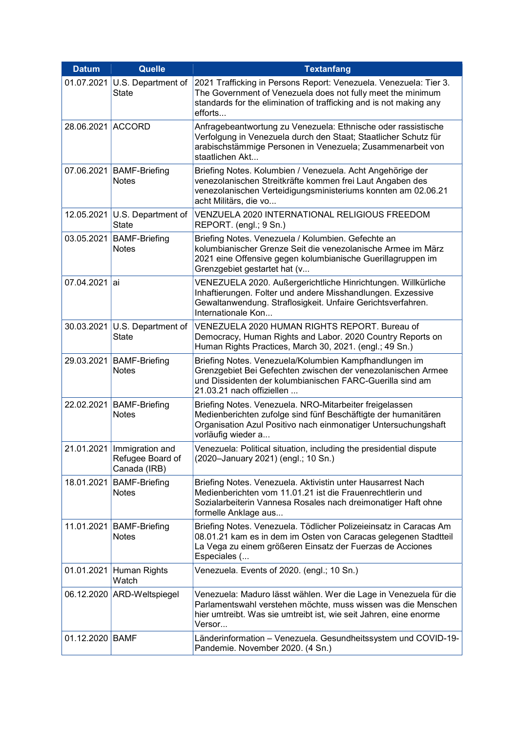| Datum | Quelle | Textanfang |
|---|---|---|
| 01.07.2021 | U.S. Department of State | 2021 Trafficking in Persons Report: Venezuela. Venezuela: Tier 3. The Government of Venezuela does not fully meet the minimum standards for the elimination of trafficking and is not making any efforts... |
| 28.06.2021 | ACCORD | Anfragebeantwortung zu Venezuela: Ethnische oder rassistische Verfolgung in Venezuela durch den Staat; Staatlicher Schutz für arabischstämmige Personen in Venezuela; Zusammenarbeit von staatlichen Akt... |
| 07.06.2021 | BAMF-Briefing Notes | Briefing Notes. Kolumbien / Venezuela. Acht Angehörige der venezolanischen Streitkräfte kommen frei Laut Angaben des venezolanischen Verteidigungsministeriums konnten am 02.06.21 acht Militärs, die vo... |
| 12.05.2021 | U.S. Department of State | VENZUELA 2020 INTERNATIONAL RELIGIOUS FREEDOM REPORT. (engl.; 9 Sn.) |
| 03.05.2021 | BAMF-Briefing Notes | Briefing Notes. Venezuela / Kolumbien. Gefechte an kolumbianischer Grenze Seit die venezolanische Armee im März 2021 eine Offensive gegen kolumbianische Guerillagruppen im Grenzgebiet gestartet hat (v... |
| 07.04.2021 | ai | VENEZUELA 2020. Außergerichtliche Hinrichtungen. Willkürliche Inhaftierungen. Folter und andere Misshandlungen. Exzessive Gewaltanwendung. Straflosigkeit. Unfaire Gerichtsverfahren. Internationale Kon... |
| 30.03.2021 | U.S. Department of State | VENEZUELA 2020 HUMAN RIGHTS REPORT. Bureau of Democracy, Human Rights and Labor. 2020 Country Reports on Human Rights Practices, March 30, 2021. (engl.; 49 Sn.) |
| 29.03.2021 | BAMF-Briefing Notes | Briefing Notes. Venezuela/Kolumbien Kampfhandlungen im Grenzgebiet Bei Gefechten zwischen der venezolanischen Armee und Dissidenten der kolumbianischen FARC-Guerilla sind am 21.03.21 nach offiziellen ... |
| 22.02.2021 | BAMF-Briefing Notes | Briefing Notes. Venezuela. NRO-Mitarbeiter freigelassen Medienberichten zufolge sind fünf Beschäftigte der humanitären Organisation Azul Positivo nach einmonatiger Untersuchungshaft vorläufig wieder a... |
| 21.01.2021 | Immigration and Refugee Board of Canada (IRB) | Venezuela: Political situation, including the presidential dispute (2020–January 2021) (engl.; 10 Sn.) |
| 18.01.2021 | BAMF-Briefing Notes | Briefing Notes. Venezuela. Aktivistin unter Hausarrest Nach Medienberichten vom 11.01.21 ist die Frauenrechtlerin und Sozialarbeiterin Vannesa Rosales nach dreimonatiger Haft ohne formelle Anklage aus... |
| 11.01.2021 | BAMF-Briefing Notes | Briefing Notes. Venezuela. Tödlicher Polizeieinsatz in Caracas Am 08.01.21 kam es in dem im Osten von Caracas gelegenen Stadtteil La Vega zu einem größeren Einsatz der Fuerzas de Acciones Especiales (... |
| 01.01.2021 | Human Rights Watch | Venezuela. Events of 2020. (engl.; 10 Sn.) |
| 06.12.2020 | ARD-Weltspiegel | Venezuela: Maduro lässt wählen. Wer die Lage in Venezuela für die Parlamentswahl verstehen möchte, muss wissen was die Menschen hier umtreibt. Was sie umtreibt ist, wie seit Jahren, eine enorme Versor... |
| 01.12.2020 | BAMF | Länderinformation – Venezuela. Gesundheitssystem und COVID-19-Pandemie. November 2020. (4 Sn.) |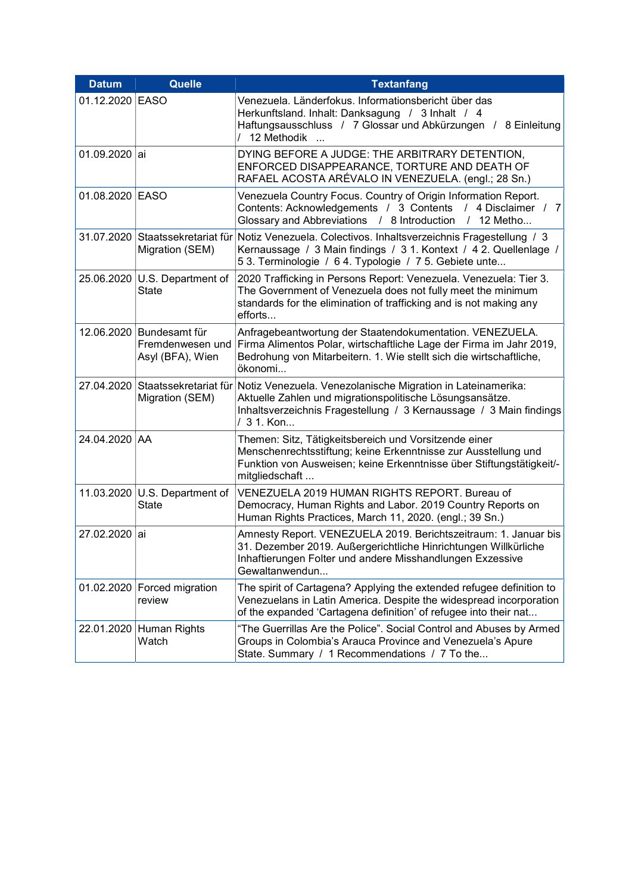| Datum | Quelle | Textanfang |
|---|---|---|
| 01.12.2020 | EASO | Venezuela. Länderfokus. Informationsbericht über das Herkunftsland. Inhalt: Danksagung / 3 Inhalt / 4 Haftungsausschluss / 7 Glossar und Abkürzungen / 8 Einleitung / 12 Methodik ... |
| 01.09.2020 | ai | DYING BEFORE A JUDGE: THE ARBITRARY DETENTION, ENFORCED DISAPPEARANCE, TORTURE AND DEATH OF RAFAEL ACOSTA ARÉVALO IN VENEZUELA. (engl.; 28 Sn.) |
| 01.08.2020 | EASO | Venezuela Country Focus. Country of Origin Information Report. Contents: Acknowledgements / 3 Contents / 4 Disclaimer / 7 Glossary and Abbreviations / 8 Introduction / 12 Metho... |
| 31.07.2020 | Staatssekretariat für Migration (SEM) | Notiz Venezuela. Colectivos. Inhaltsverzeichnis Fragestellung / 3 Kernaussage / 3 Main findings / 3 1. Kontext / 4 2. Quellenlage / 5 3. Terminologie / 6 4. Typologie / 7 5. Gebiete unte... |
| 25.06.2020 | U.S. Department of State | 2020 Trafficking in Persons Report: Venezuela. Venezuela: Tier 3. The Government of Venezuela does not fully meet the minimum standards for the elimination of trafficking and is not making any efforts... |
| 12.06.2020 | Bundesamt für Fremdenwesen und Asyl (BFA), Wien | Anfragebeantwortung der Staatendokumentation. VENEZUELA. Firma Alimentos Polar, wirtschaftliche Lage der Firma im Jahr 2019, Bedrohung von Mitarbeitern. 1. Wie stellt sich die wirtschaftliche, ökonomi... |
| 27.04.2020 | Staatssekretariat für Migration (SEM) | Notiz Venezuela. Venezolanische Migration in Lateinamerika: Aktuelle Zahlen und migrationspolitische Lösungsansätze. Inhaltsverzeichnis Fragestellung / 3 Kernaussage / 3 Main findings / 3 1. Kon... |
| 24.04.2020 | AA | Themen: Sitz, Tätigkeitsbereich und Vorsitzende einer Menschenrechtsstiftung; keine Erkenntnisse zur Ausstellung und Funktion von Ausweisen; keine Erkenntnisse über Stiftungstätigkeit/-mitgliedschaft ... |
| 11.03.2020 | U.S. Department of State | VENEZUELA 2019 HUMAN RIGHTS REPORT. Bureau of Democracy, Human Rights and Labor. 2019 Country Reports on Human Rights Practices, March 11, 2020. (engl.; 39 Sn.) |
| 27.02.2020 | ai | Amnesty Report. VENEZUELA 2019. Berichtszeitraum: 1. Januar bis 31. Dezember 2019. Außergerichtliche Hinrichtungen Willkürliche Inhaftierungen Folter und andere Misshandlungen Exzessive Gewaltanwendun... |
| 01.02.2020 | Forced migration review | The spirit of Cartagena? Applying the extended refugee definition to Venezuelans in Latin America. Despite the widespread incorporation of the expanded 'Cartagena definition' of refugee into their nat... |
| 22.01.2020 | Human Rights Watch | "The Guerrillas Are the Police". Social Control and Abuses by Armed Groups in Colombia's Arauca Province and Venezuela's Apure State. Summary / 1 Recommendations / 7 To the... |